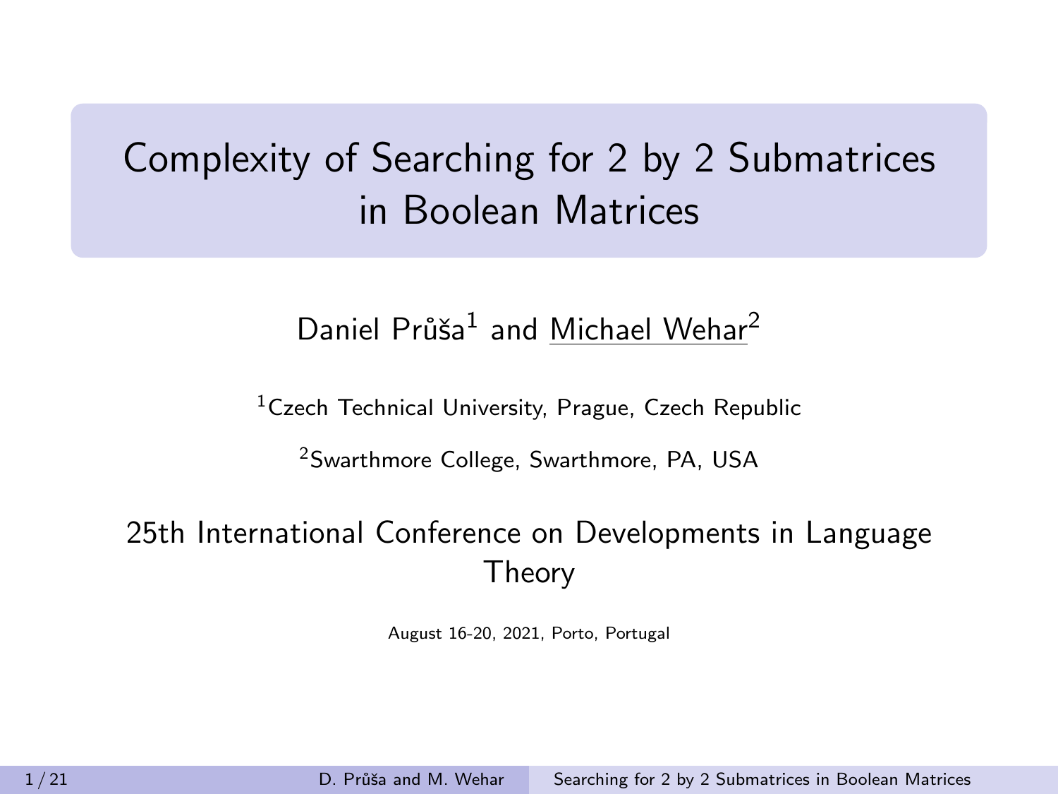# Complexity of Searching for 2 by 2 Submatrices in Boolean Matrices

Daniel Průša[1] and Michael Wehar[2]

[1]Czech Technical University, Prague, Czech Republic

[2]Swarthmore College, Swarthmore, PA, USA

25th International Conference on Developments in Language Theory

August 16-20, 2021, Porto, Portugal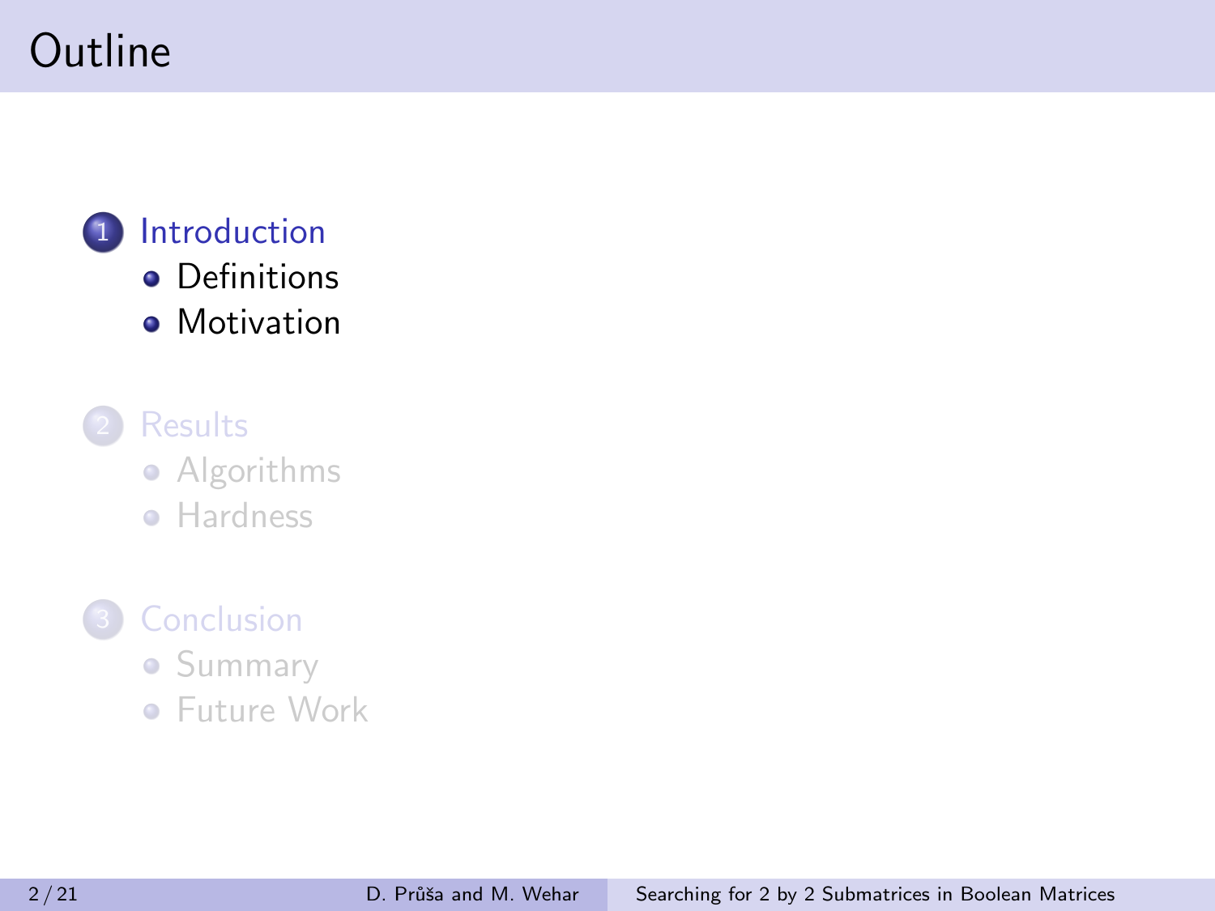# Outline

1. Introduction
   - Definitions
   - Motivation
2. Results
   - Algorithms
   - Hardness
3. Conclusion
   - Summary
   - Future Work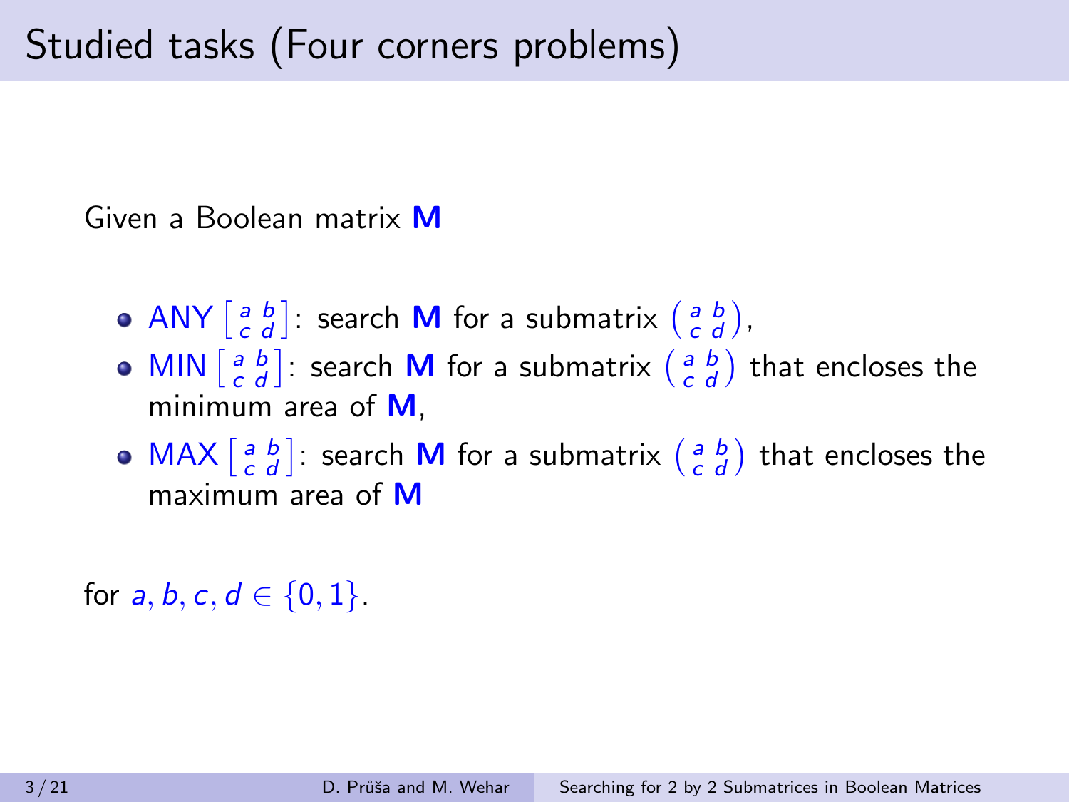# Studied tasks (Four corners problems)

Given a Boolean matrix $\mathbf{M}$

- ANY $\left[\begin{smallmatrix} a & b \\ c & d \end{smallmatrix}\right]$: search $\mathbf{M}$ for a submatrix $\left(\begin{smallmatrix} a & b \\ c & d \end{smallmatrix}\right)$,
- MIN $\left[\begin{smallmatrix} a & b \\ c & d \end{smallmatrix}\right]$: search $\mathbf{M}$ for a submatrix $\left(\begin{smallmatrix} a & b \\ c & d \end{smallmatrix}\right)$ that encloses the minimum area of $\mathbf{M}$,
- MAX $\left[\begin{smallmatrix} a & b \\ c & d \end{smallmatrix}\right]$: search $\mathbf{M}$ for a submatrix $\left(\begin{smallmatrix} a & b \\ c & d \end{smallmatrix}\right)$ that encloses the maximum area of $\mathbf{M}$

for $a, b, c, d \in \{0, 1\}$.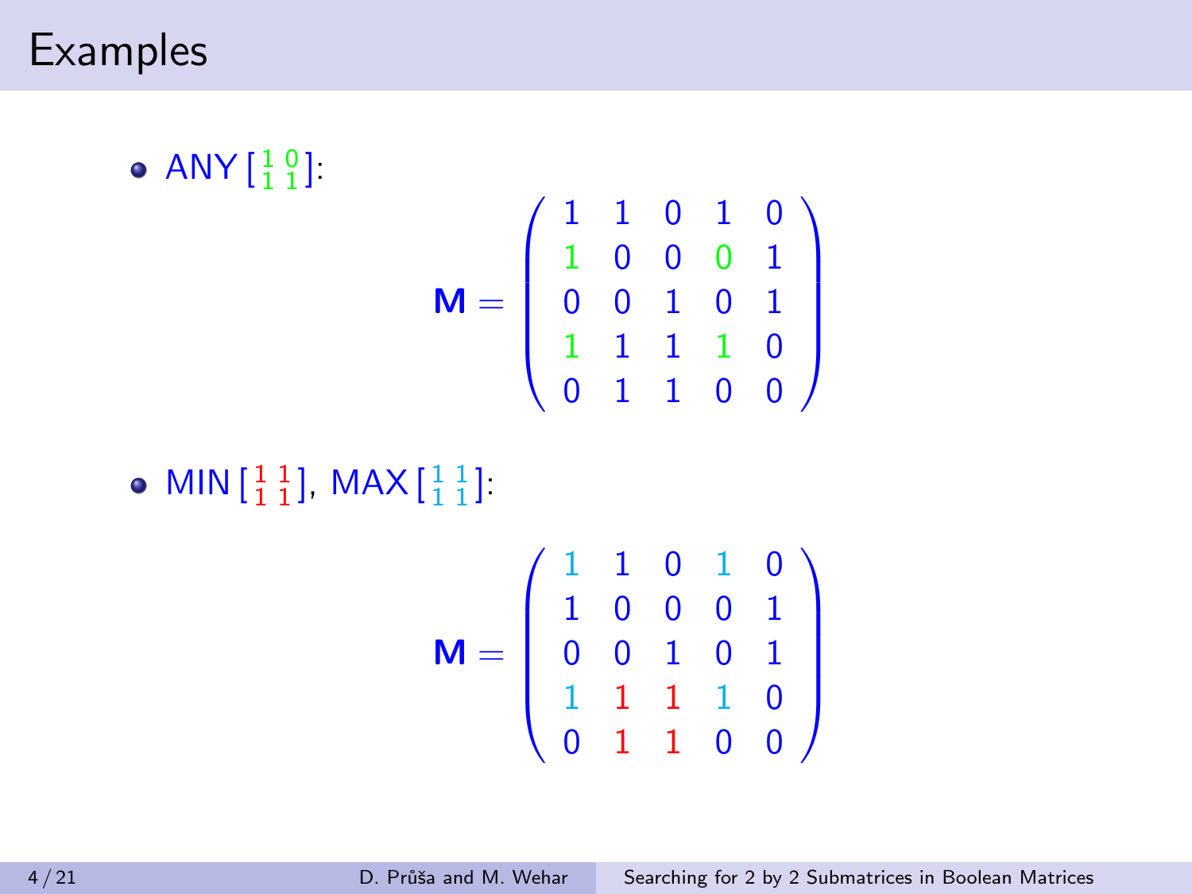# Examples

- ANY $\left[\begin{smallmatrix} 1 & 0 \\ 1 & 1 \end{smallmatrix}\right]$:

$$\mathbf{M} = \begin{pmatrix} 1 & 1 & 0 & 1 & 0 \\ 1 & 0 & 0 & 0 & 1 \\ 0 & 0 & 1 & 0 & 1 \\ 1 & 1 & 1 & 1 & 0 \\ 0 & 1 & 1 & 0 & 0 \end{pmatrix}$$

- MIN $\left[\begin{smallmatrix} 1 & 1 \\ 1 & 1 \end{smallmatrix}\right]$, MAX $\left[\begin{smallmatrix} 1 & 1 \\ 1 & 1 \end{smallmatrix}\right]$:

$$\mathbf{M} = \begin{pmatrix} 1 & 1 & 0 & 1 & 0 \\ 1 & 0 & 0 & 0 & 1 \\ 0 & 0 & 1 & 0 & 1 \\ 1 & 1 & 1 & 1 & 0 \\ 0 & 1 & 1 & 0 & 0 \end{pmatrix}$$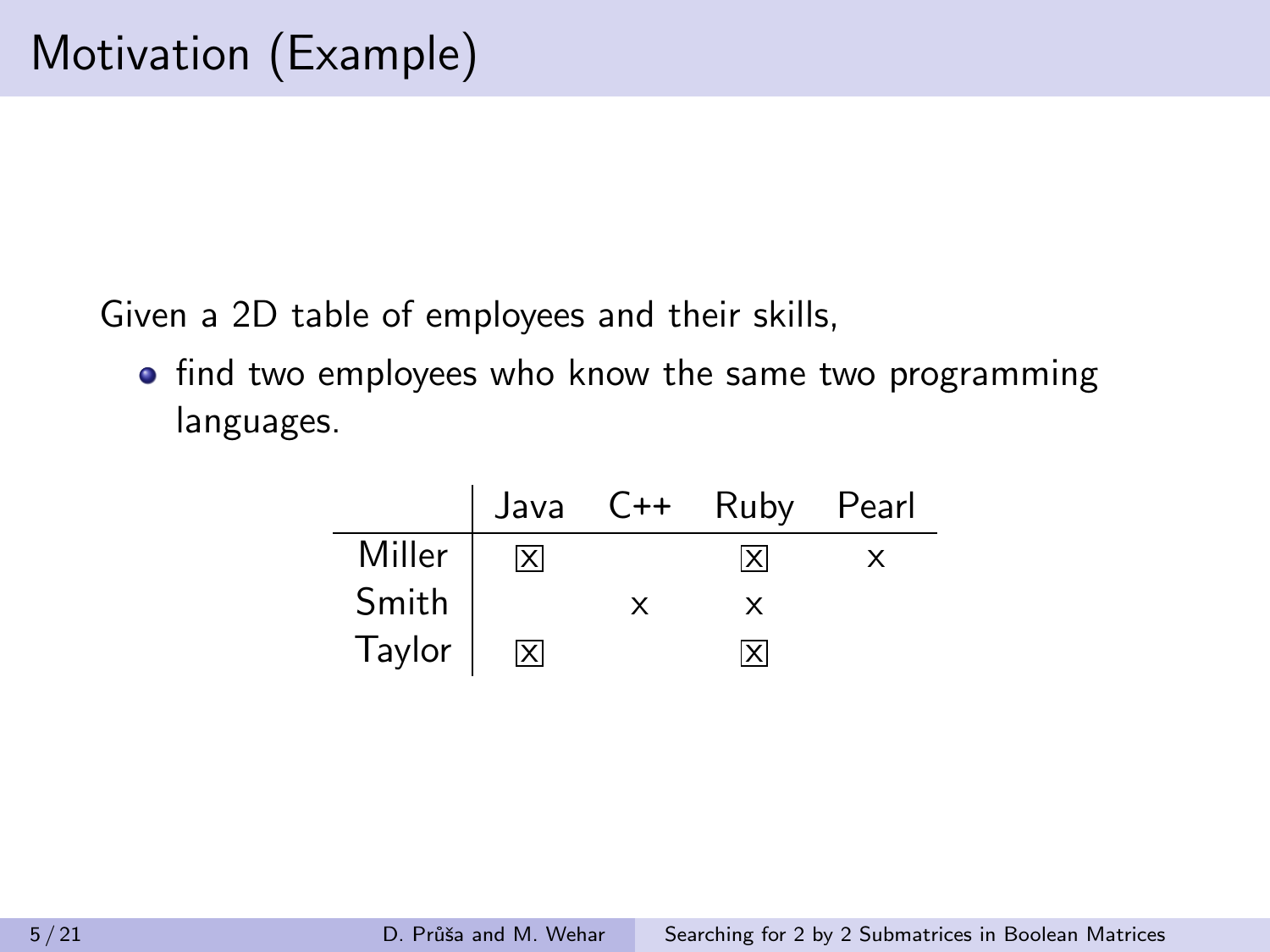# Motivation (Example)

Given a 2D table of employees and their skills,

- find two employees who know the same two programming languages.

| | Java | C++ | Ruby | Pearl |
|---|---|---|---|---|
| Miller | ☒ | | ☒ | x |
| Smith | | x | x | |
| Taylor | ☒ | | ☒ | |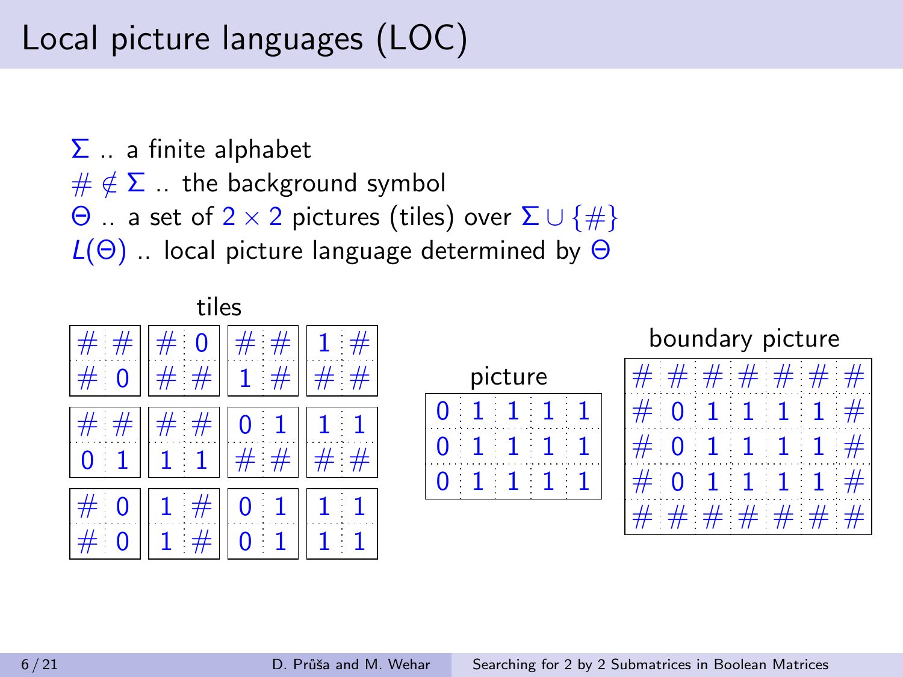# Local picture languages (LOC)

$\Sigma$ .. a finite alphabet
$\# \notin \Sigma$ .. the background symbol
$\Theta$ .. a set of $2 \times 2$ pictures (tiles) over $\Sigma \cup \{\#\}$
$L(\Theta)$ .. local picture language determined by $\Theta$

tiles

| # # | # 0 | # # | 1 # |
|---|---|---|---|
| # 0 | # # | 1 # | # # |

| # # | # # | 0 1 | 1 1 |
|---|---|---|---|
| 0 1 | 1 1 | # # | # # |

| # 0 | 1 # | 0 1 | 1 1 |
|---|---|---|---|
| # 0 | 1 # | 0 1 | 1 1 |

picture

| 0 | 1 | 1 | 1 | 1 |
|---|---|---|---|---|
| 0 | 1 | 1 | 1 | 1 |
| 0 | 1 | 1 | 1 | 1 |

boundary picture

| # | # | # | # | # | # | # |
|---|---|---|---|---|---|---|
| # | 0 | 1 | 1 | 1 | 1 | # |
| # | 0 | 1 | 1 | 1 | 1 | # |
| # | 0 | 1 | 1 | 1 | 1 | # |
| # | # | # | # | # | # | # |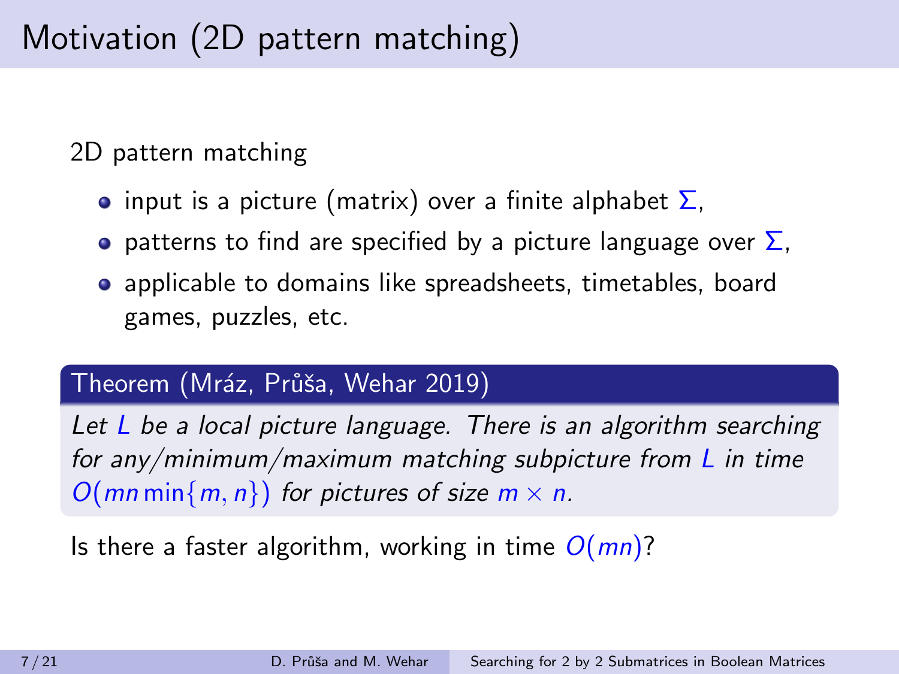# Motivation (2D pattern matching)

2D pattern matching

- input is a picture (matrix) over a finite alphabet $\Sigma$,
- patterns to find are specified by a picture language over $\Sigma$,
- applicable to domains like spreadsheets, timetables, board games, puzzles, etc.

**Theorem (Mráz, Průša, Wehar 2019)**

*Let $L$ be a local picture language. There is an algorithm searching for any/minimum/maximum matching subpicture from $L$ in time $O(mn\min\{m, n\})$ for pictures of size $m \times n$.*

Is there a faster algorithm, working in time $O(mn)$?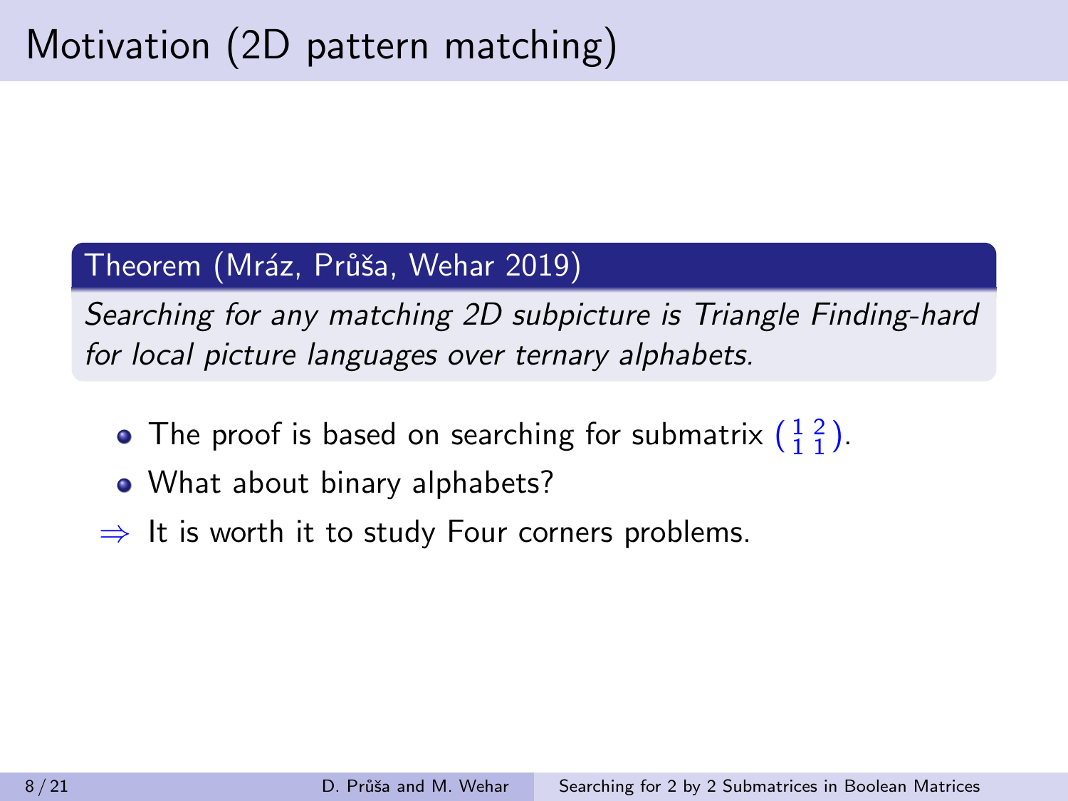# Motivation (2D pattern matching)

**Theorem (Mráz, Průša, Wehar 2019)**

*Searching for any matching 2D subpicture is Triangle Finding-hard for local picture languages over ternary alphabets.*

- The proof is based on searching for submatrix $\left(\begin{smallmatrix} 1 & 2 \\ 1 & 1 \end{smallmatrix}\right)$.
- What about binary alphabets?

$\Rightarrow$ It is worth it to study Four corners problems.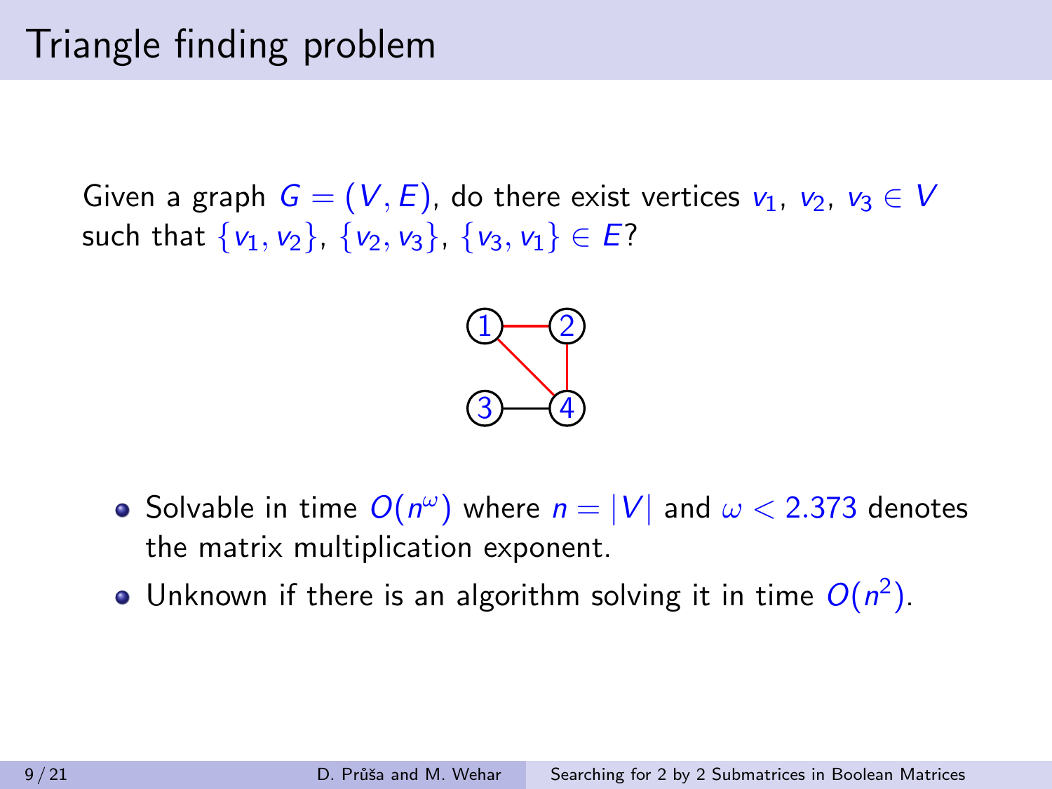# Triangle finding problem

Given a graph $G = (V, E)$, do there exist vertices $v_1$, $v_2$, $v_3 \in V$ such that $\{v_1, v_2\}$, $\{v_2, v_3\}$, $\{v_3, v_1\} \in E$?

- Solvable in time $O(n^\omega)$ where $n = |V|$ and $\omega < 2.373$ denotes the matrix multiplication exponent.
- Unknown if there is an algorithm solving it in time $O(n^2)$.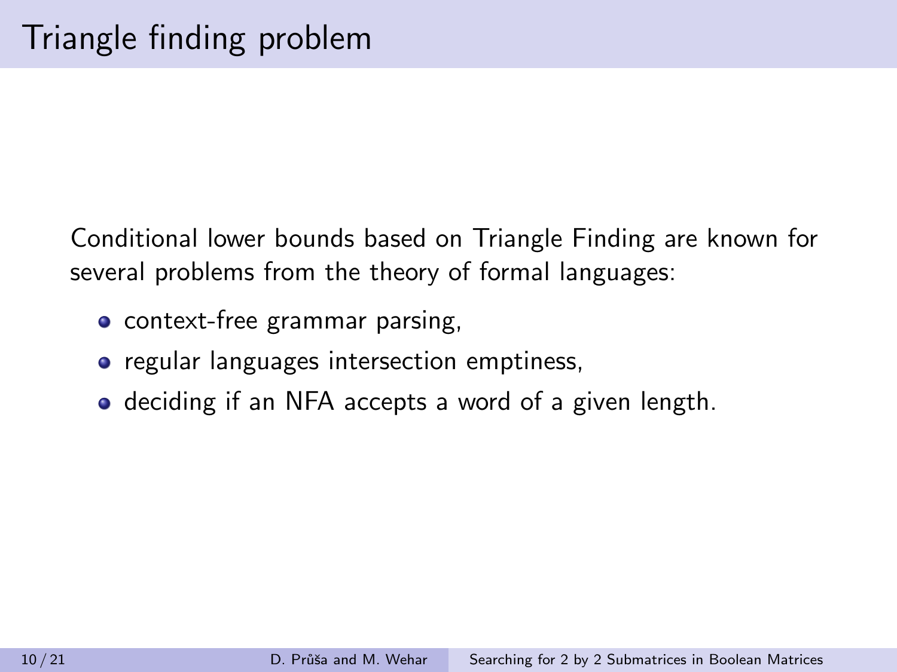# Triangle finding problem

Conditional lower bounds based on Triangle Finding are known for several problems from the theory of formal languages:

- context-free grammar parsing,
- regular languages intersection emptiness,
- deciding if an NFA accepts a word of a given length.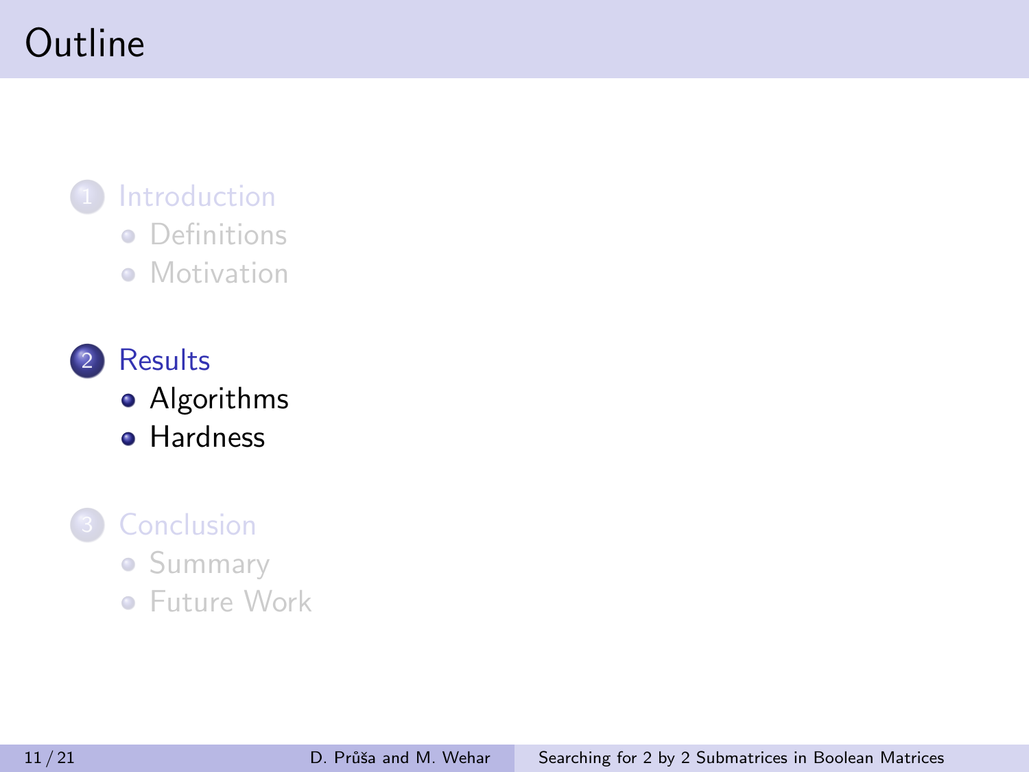# Outline

1. Introduction
   - Definitions
   - Motivation

2. Results
   - Algorithms
   - Hardness

3. Conclusion
   - Summary
   - Future Work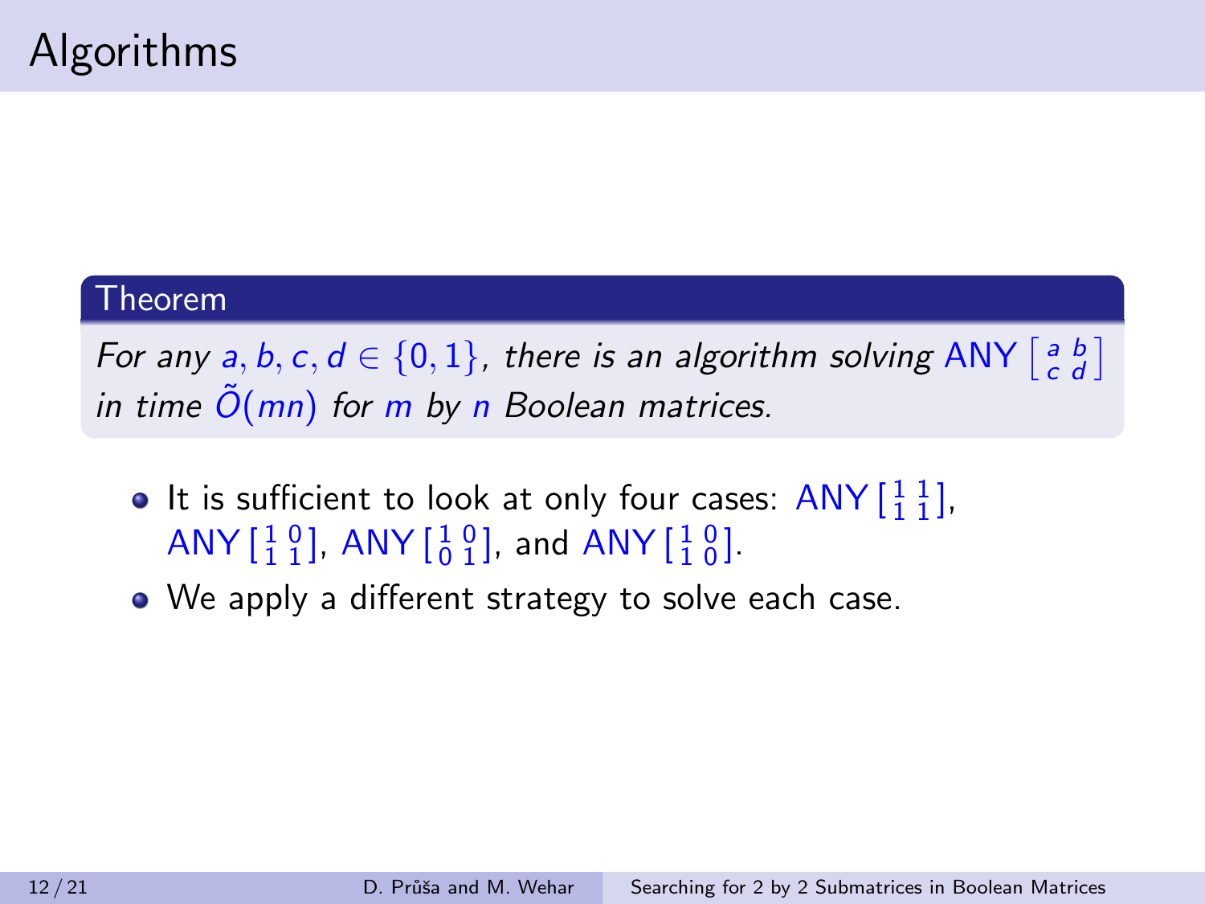# Algorithms

**Theorem**

*For any $a, b, c, d \in \{0, 1\}$, there is an algorithm solving ANY $\left[\begin{smallmatrix} a & b \\ c & d \end{smallmatrix}\right]$ in time $\tilde{O}(mn)$ for $m$ by $n$ Boolean matrices.*

- It is sufficient to look at only four cases: ANY $\left[\begin{smallmatrix} 1 & 1 \\ 1 & 1 \end{smallmatrix}\right]$, ANY $\left[\begin{smallmatrix} 1 & 0 \\ 1 & 1 \end{smallmatrix}\right]$, ANY $\left[\begin{smallmatrix} 1 & 0 \\ 0 & 1 \end{smallmatrix}\right]$, and ANY $\left[\begin{smallmatrix} 1 & 0 \\ 1 & 0 \end{smallmatrix}\right]$.
- We apply a different strategy to solve each case.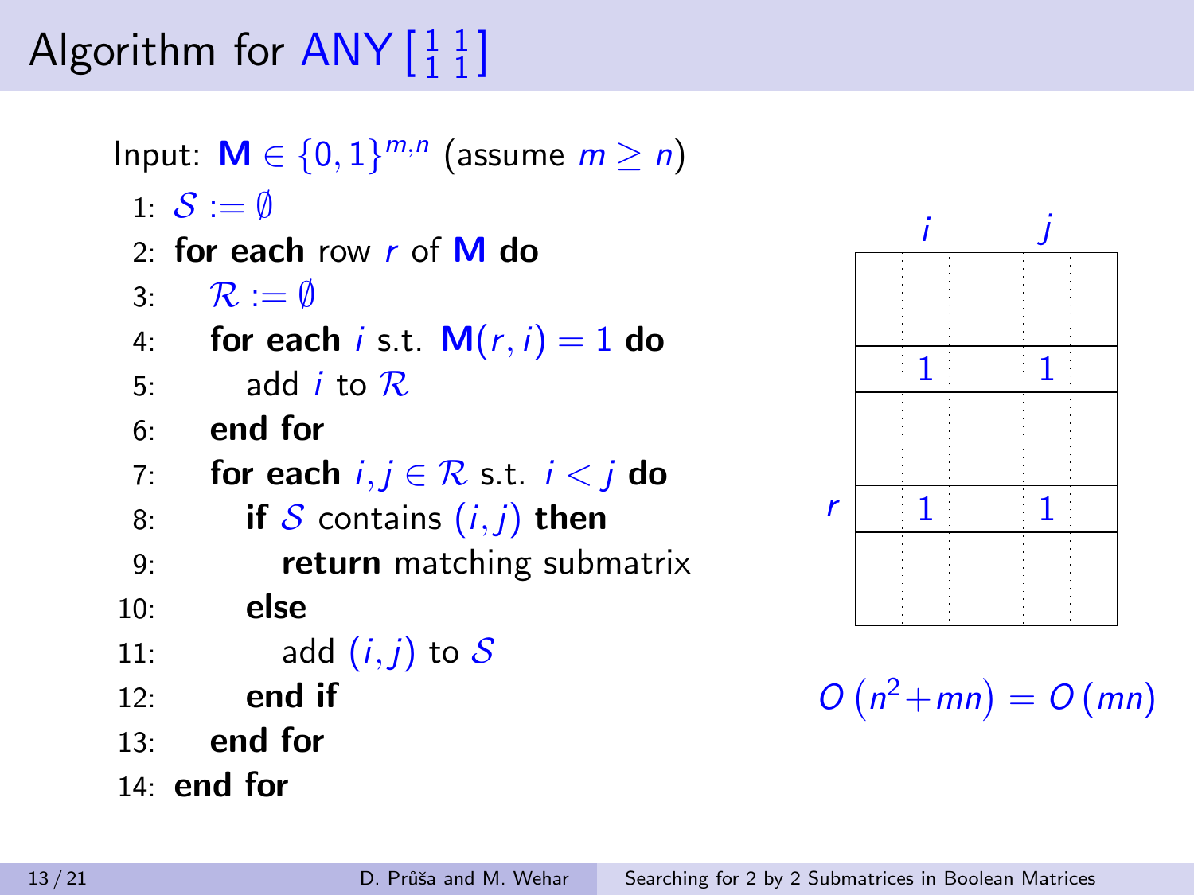# Algorithm for ANY $\left[\begin{smallmatrix}1 & 1\\ 1 & 1\end{smallmatrix}\right]$

Input: $\mathbf{M} \in \{0,1\}^{m,n}$ (assume $m \geq n$)

```
 1: S := ∅
 2: for each row r of M do
 3:    R := ∅
 4:    for each i s.t. M(r, i) = 1 do
 5:       add i to R
 6:    end for
 7:    for each i, j ∈ R s.t. i < j do
 8:       if S contains (i, j) then
 9:          return matching submatrix
10:       else
11:          add (i, j) to S
12:       end if
13:    end for
14: end for
```

$O\left(n^2 + mn\right) = O\left(mn\right)$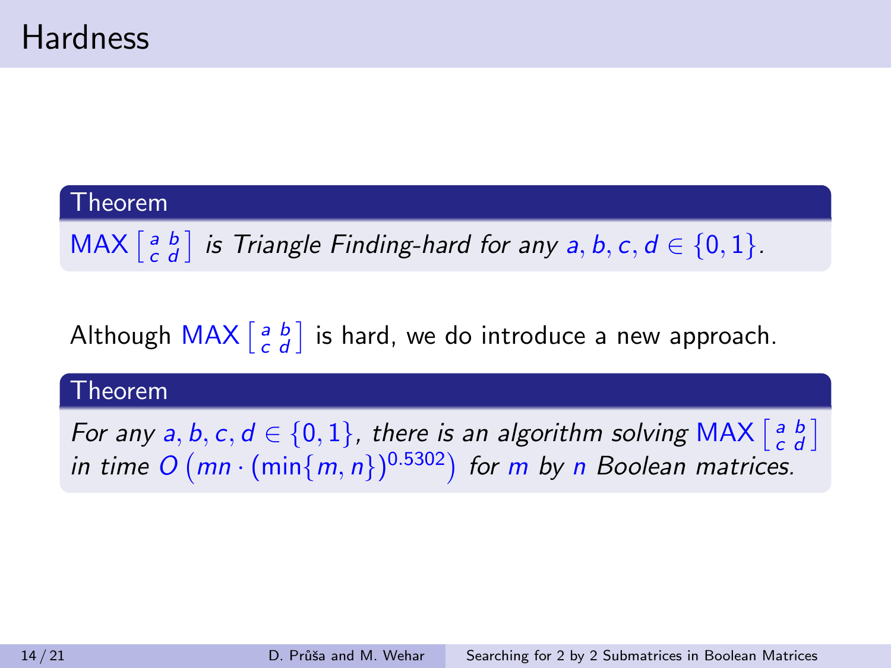# Hardness

**Theorem**

MAX $\left[\begin{smallmatrix} a & b \\ c & d \end{smallmatrix}\right]$ *is Triangle Finding-hard for any* $a, b, c, d \in \{0, 1\}$.

Although MAX $\left[\begin{smallmatrix} a & b \\ c & d \end{smallmatrix}\right]$ is hard, we do introduce a new approach.

**Theorem**

*For any* $a, b, c, d \in \{0, 1\}$, *there is an algorithm solving* MAX $\left[\begin{smallmatrix} a & b \\ c & d \end{smallmatrix}\right]$ *in time* $O\left(mn \cdot (\min\{m, n\})^{0.5302}\right)$ *for* $m$ *by* $n$ *Boolean matrices.*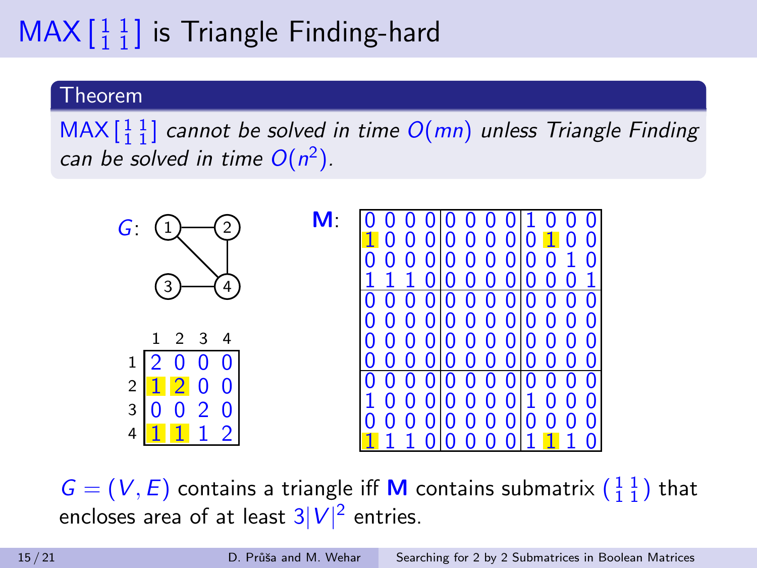# MAX $\left[\begin{smallmatrix}1 & 1\\ 1 & 1\end{smallmatrix}\right]$ is Triangle Finding-hard

**Theorem**

MAX $\left[\begin{smallmatrix}1 & 1\\ 1 & 1\end{smallmatrix}\right]$ *cannot be solved in time* $O(mn)$ *unless Triangle Finding can be solved in time* $O(n^2)$.

$G$: graph with vertices 1, 2, 3, 4 and edges 1–2, 1–4, 2–4, 3–4.

| | 1 | 2 | 3 | 4 |
|---|---|---|---|---|
| 1 | 2 | 0 | 0 | 0 |
| 2 | 1 | 2 | 0 | 0 |
| 3 | 0 | 0 | 2 | 0 |
| 4 | 1 | 1 | 1 | 2 |

**M**:

| | | | | | | | | | | | |
|---|---|---|---|---|---|---|---|---|---|---|---|
| 0 | 0 | 0 | 0 | 0 | 0 | 0 | 0 | 1 | 0 | 0 | 0 |
| 1 | 0 | 0 | 0 | 0 | 0 | 0 | 0 | 0 | 1 | 0 | 0 |
| 0 | 0 | 0 | 0 | 0 | 0 | 0 | 0 | 0 | 0 | 1 | 0 |
| 1 | 1 | 1 | 0 | 0 | 0 | 0 | 0 | 0 | 0 | 0 | 1 |
| 0 | 0 | 0 | 0 | 0 | 0 | 0 | 0 | 0 | 0 | 0 | 0 |
| 0 | 0 | 0 | 0 | 0 | 0 | 0 | 0 | 0 | 0 | 0 | 0 |
| 0 | 0 | 0 | 0 | 0 | 0 | 0 | 0 | 0 | 0 | 0 | 0 |
| 0 | 0 | 0 | 0 | 0 | 0 | 0 | 0 | 0 | 0 | 0 | 0 |
| 0 | 0 | 0 | 0 | 0 | 0 | 0 | 0 | 0 | 0 | 0 | 0 |
| 1 | 0 | 0 | 0 | 0 | 0 | 0 | 0 | 1 | 0 | 0 | 0 |
| 0 | 0 | 0 | 0 | 0 | 0 | 0 | 0 | 0 | 0 | 0 | 0 |
| 1 | 1 | 1 | 0 | 0 | 0 | 0 | 0 | 1 | 1 | 1 | 0 |

$G = (V, E)$ contains a triangle iff **M** contains submatrix $\left(\begin{smallmatrix}1 & 1\\ 1 & 1\end{smallmatrix}\right)$ that encloses area of at least $3|V|^2$ entries.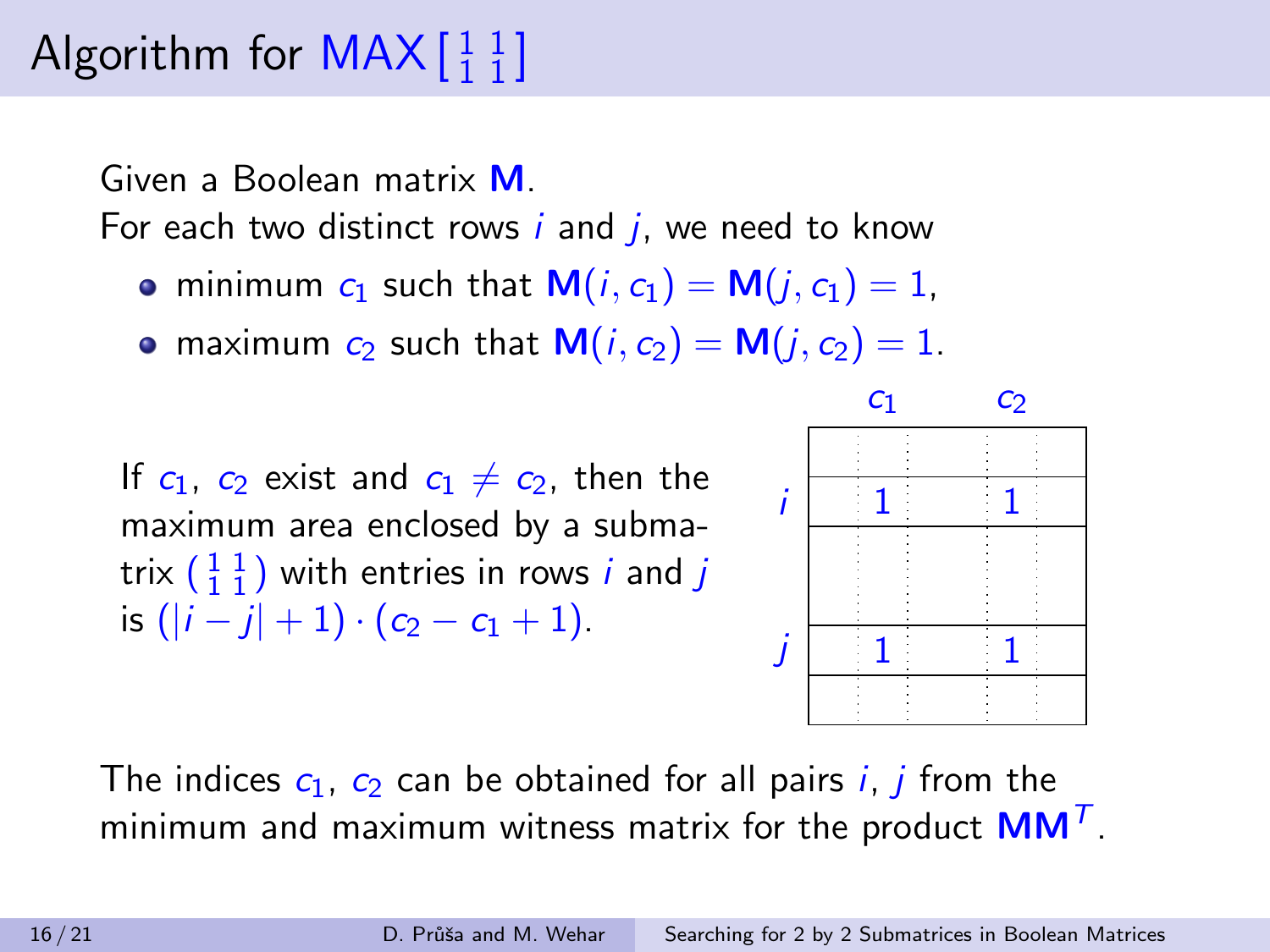# Algorithm for MAX $\left[\begin{smallmatrix}1 & 1\\ 1 & 1\end{smallmatrix}\right]$

Given a Boolean matrix $\mathbf{M}$.
For each two distinct rows $i$ and $j$, we need to know

- minimum $c_1$ such that $\mathbf{M}(i, c_1) = \mathbf{M}(j, c_1) = 1$,
- maximum $c_2$ such that $\mathbf{M}(i, c_2) = \mathbf{M}(j, c_2) = 1$.

If $c_1$, $c_2$ exist and $c_1 \neq c_2$, then the maximum area enclosed by a submatrix $\left(\begin{smallmatrix}1 & 1\\ 1 & 1\end{smallmatrix}\right)$ with entries in rows $i$ and $j$ is $(|i - j| + 1) \cdot (c_2 - c_1 + 1)$.

|  | $c_1$ | $c_2$ |
|---|---|---|
| $i$ | 1 | 1 |
| $j$ | 1 | 1 |

The indices $c_1$, $c_2$ can be obtained for all pairs $i$, $j$ from the minimum and maximum witness matrix for the product $\mathbf{MM}^T$.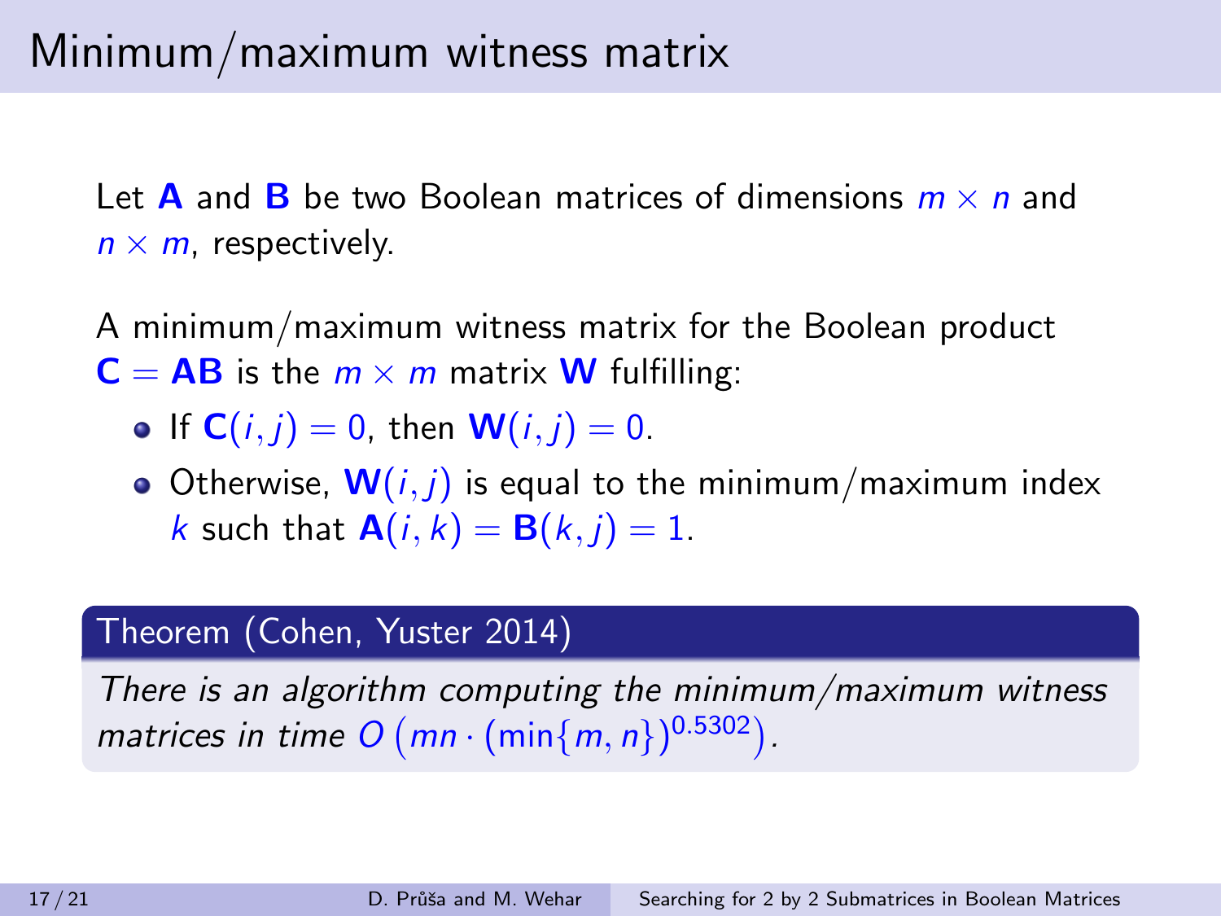# Minimum/maximum witness matrix

Let $\mathbf{A}$ and $\mathbf{B}$ be two Boolean matrices of dimensions $m \times n$ and $n \times m$, respectively.

A minimum/maximum witness matrix for the Boolean product $\mathbf{C} = \mathbf{AB}$ is the $m \times m$ matrix $\mathbf{W}$ fulfilling:

- If $\mathbf{C}(i,j) = 0$, then $\mathbf{W}(i,j) = 0$.
- Otherwise, $\mathbf{W}(i,j)$ is equal to the minimum/maximum index $k$ such that $\mathbf{A}(i,k) = \mathbf{B}(k,j) = 1$.

**Theorem (Cohen, Yuster 2014)**

*There is an algorithm computing the minimum/maximum witness matrices in time* $O\left(mn \cdot (\min\{m,n\})^{0.5302}\right)$.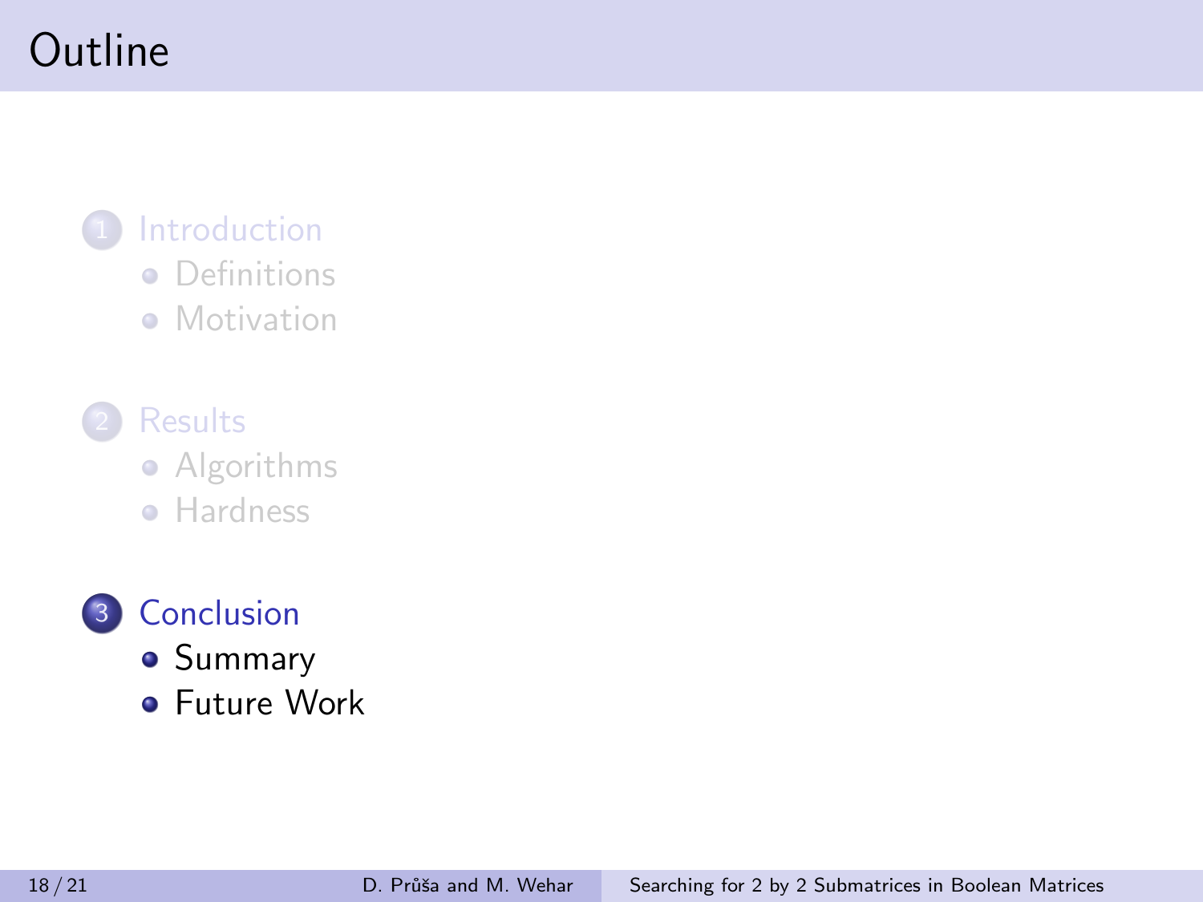# Outline

1. Introduction
   - Definitions
   - Motivation
2. Results
   - Algorithms
   - Hardness
3. Conclusion
   - Summary
   - Future Work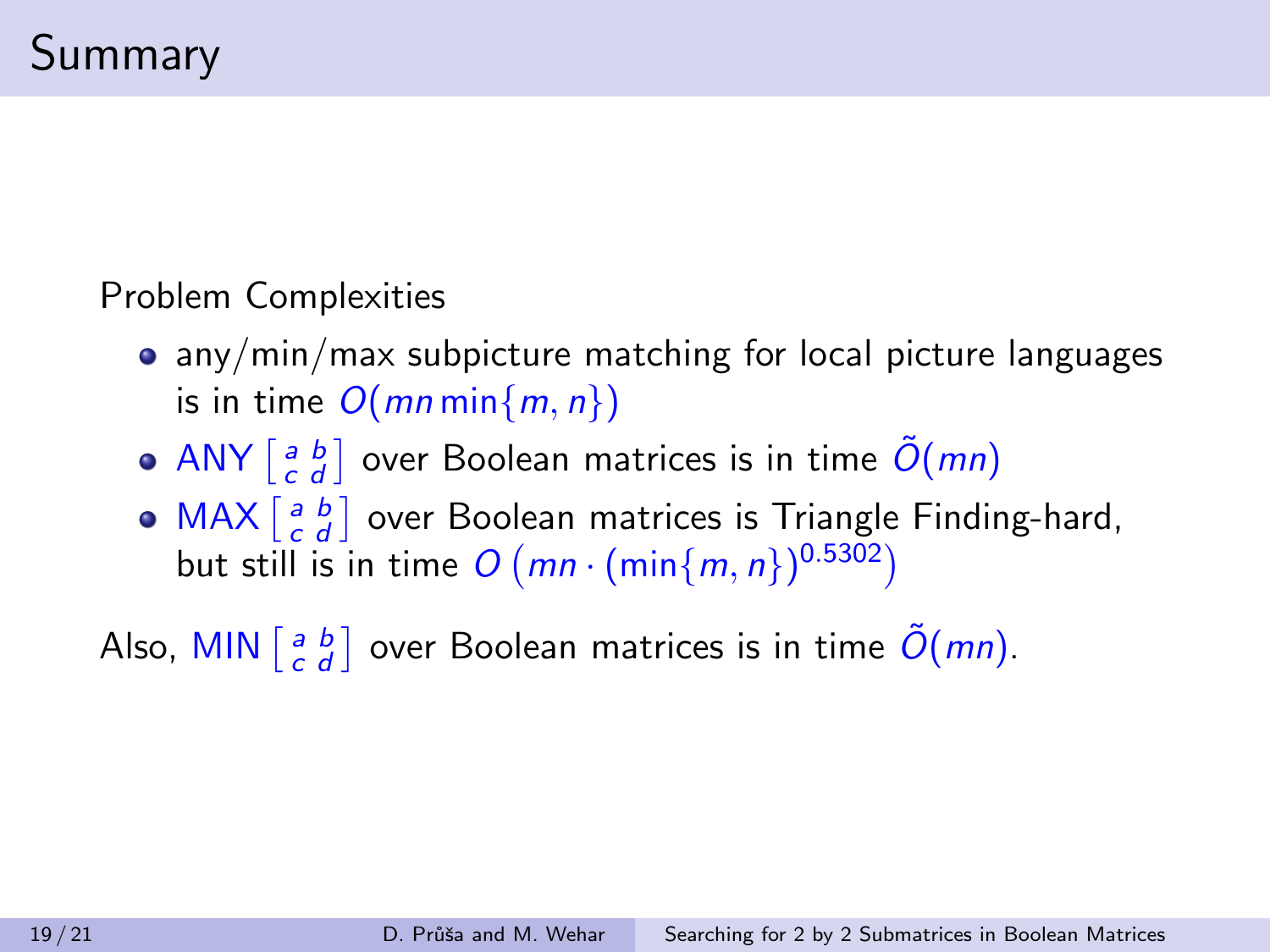# Summary

Problem Complexities

- any/min/max subpicture matching for local picture languages is in time $O(mn \min\{m, n\})$
- ANY $\left[\begin{smallmatrix} a & b \\ c & d \end{smallmatrix}\right]$ over Boolean matrices is in time $\tilde{O}(mn)$
- MAX $\left[\begin{smallmatrix} a & b \\ c & d \end{smallmatrix}\right]$ over Boolean matrices is Triangle Finding-hard, but still is in time $O\left(mn \cdot (\min\{m, n\})^{0.5302}\right)$

Also, MIN $\left[\begin{smallmatrix} a & b \\ c & d \end{smallmatrix}\right]$ over Boolean matrices is in time $\tilde{O}(mn)$.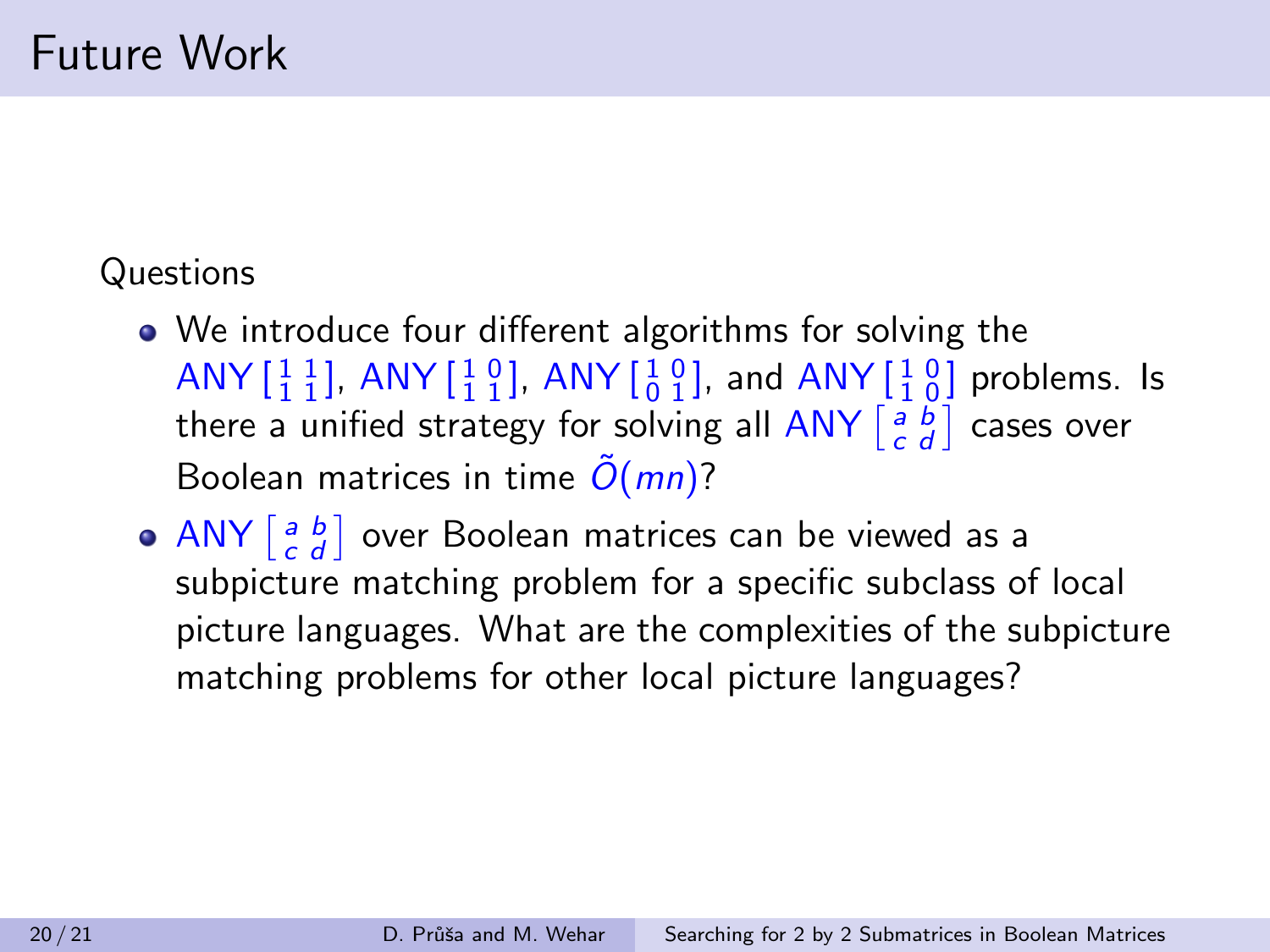# Future Work

Questions

- We introduce four different algorithms for solving the ANY $\left[\begin{smallmatrix} 1 & 1 \\ 1 & 1 \end{smallmatrix}\right]$, ANY $\left[\begin{smallmatrix} 1 & 0 \\ 1 & 1 \end{smallmatrix}\right]$, ANY $\left[\begin{smallmatrix} 1 & 0 \\ 0 & 1 \end{smallmatrix}\right]$, and ANY $\left[\begin{smallmatrix} 1 & 0 \\ 1 & 0 \end{smallmatrix}\right]$ problems. Is there a unified strategy for solving all ANY $\left[\begin{smallmatrix} a & b \\ c & d \end{smallmatrix}\right]$ cases over Boolean matrices in time $\tilde{O}(mn)$?
- ANY $\left[\begin{smallmatrix} a & b \\ c & d \end{smallmatrix}\right]$ over Boolean matrices can be viewed as a subpicture matching problem for a specific subclass of local picture languages. What are the complexities of the subpicture matching problems for other local picture languages?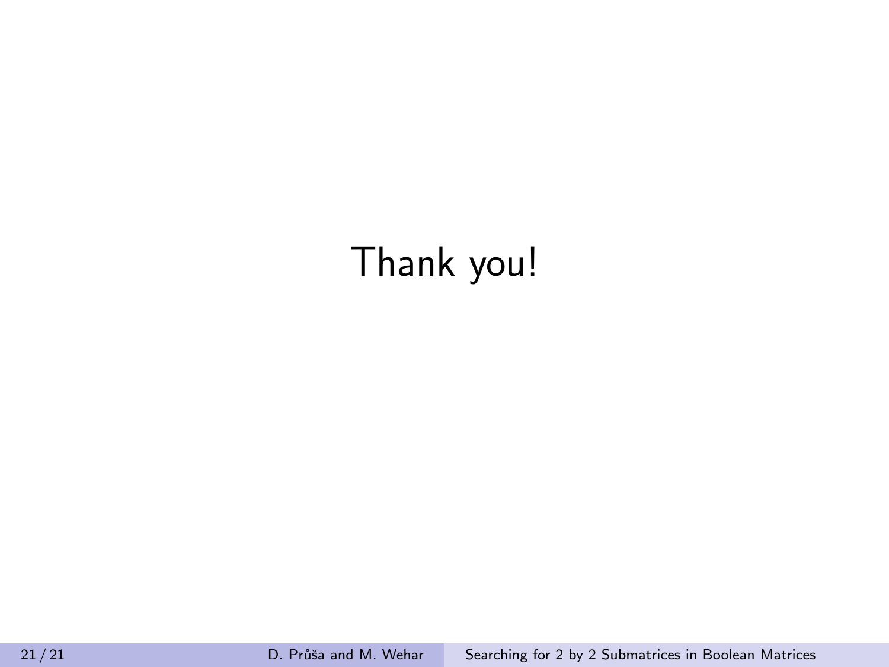Thank you!